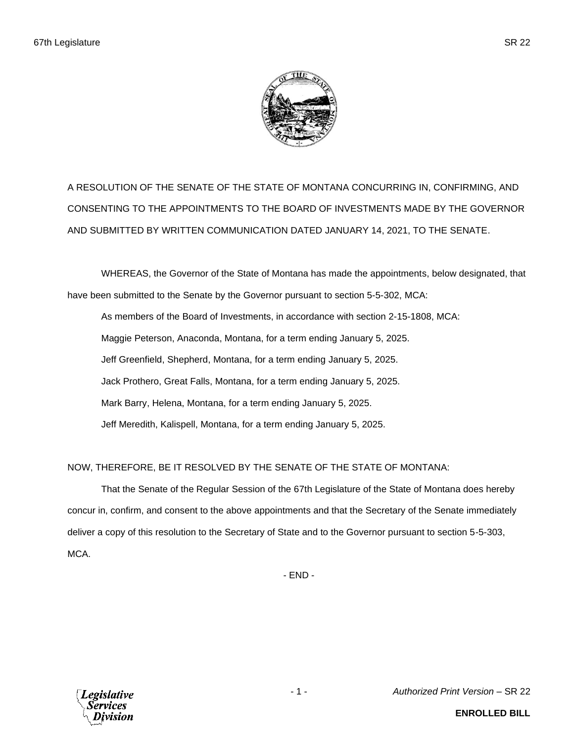A RESOLUTION OF THE SENATE OF THE STATE OF MONTANA CONCURRING IN, CONFIRMING, AND CONSENTING TO THE APPOINTMENTS TO THE BOARD OF INVESTMENTS MADE BY THE GOVERNOR AND SUBMITTED BY WRITTEN COMMUNICATION DATED JANUARY 14, 2021, TO THE SENATE.

WHEREAS, the Governor of the State of Montana has made the appointments, below designated, that have been submitted to the Senate by the Governor pursuant to section 5-5-302, MCA:

As members of the Board of Investments, in accordance with section 2-15-1808, MCA:

Maggie Peterson, Anaconda, Montana, for a term ending January 5, 2025.

Jeff Greenfield, Shepherd, Montana, for a term ending January 5, 2025.

Jack Prothero, Great Falls, Montana, for a term ending January 5, 2025.

Mark Barry, Helena, Montana, for a term ending January 5, 2025.

Jeff Meredith, Kalispell, Montana, for a term ending January 5, 2025.

NOW, THEREFORE, BE IT RESOLVED BY THE SENATE OF THE STATE OF MONTANA:

That the Senate of the Regular Session of the 67th Legislature of the State of Montana does hereby concur in, confirm, and consent to the above appointments and that the Secretary of the Senate immediately deliver a copy of this resolution to the Secretary of State and to the Governor pursuant to section 5-5-303, MCA.

- END -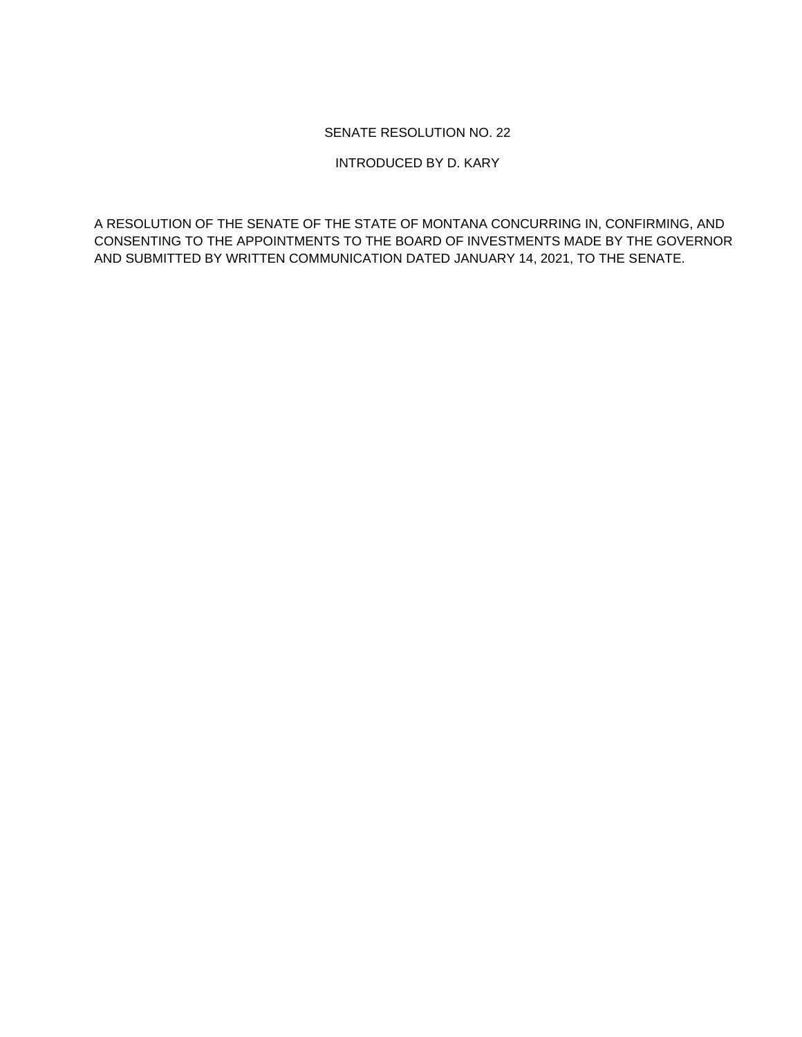SENATE RESOLUTION NO. 22

INTRODUCED BY D. KARY

A RESOLUTION OF THE SENATE OF THE STATE OF MONTANA CONCURRING IN, CONFIRMING, AND CONSENTING TO THE APPOINTMENTS TO THE BOARD OF INVESTMENTS MADE BY THE GOVERNOR AND SUBMITTED BY WRITTEN COMMUNICATION DATED JANUARY 14, 2021, TO THE SENATE.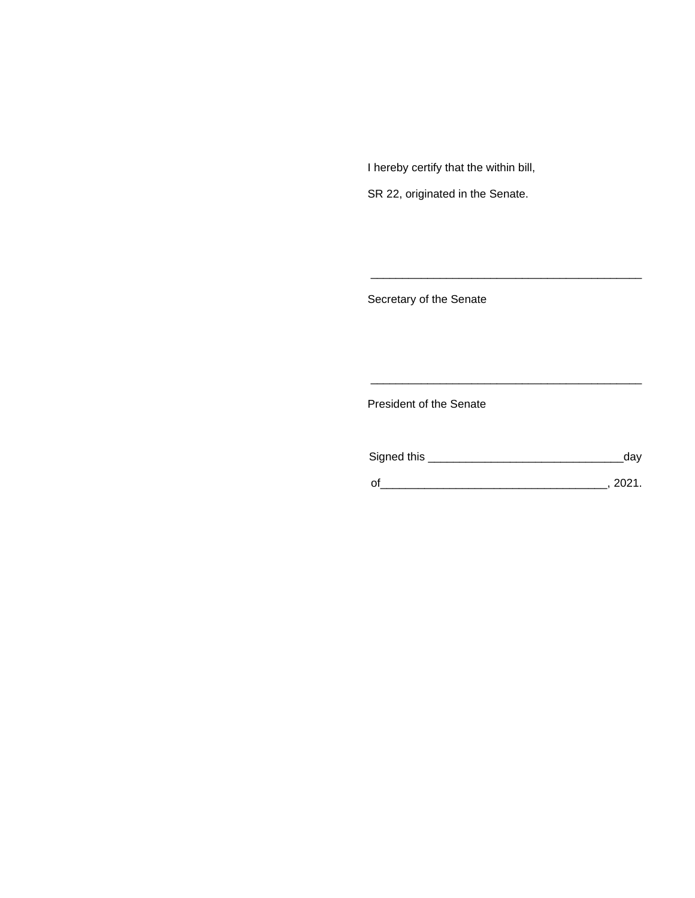I hereby certify that the within bill,

SR 22, originated in the Senate.

\_\_\_\_\_\_\_\_\_\_\_\_\_\_\_\_\_\_\_\_\_\_\_\_\_\_\_\_\_\_\_\_\_\_\_\_\_\_\_\_\_\_\_

Secretary of the Senate

\_\_\_\_\_\_\_\_\_\_\_\_\_\_\_\_\_\_\_\_\_\_\_\_\_\_\_\_\_\_\_\_\_\_\_\_\_\_\_\_\_\_\_

President of the Senate

Signed this \_\_\_\_\_\_\_\_\_\_\_\_\_\_\_\_\_\_\_\_\_\_\_\_\_\_\_\_\_\_day

of\_\_\_\_\_\_\_\_\_\_\_\_\_\_\_\_\_\_\_\_\_\_\_\_\_\_\_\_\_\_\_\_\_\_\_, 2021.